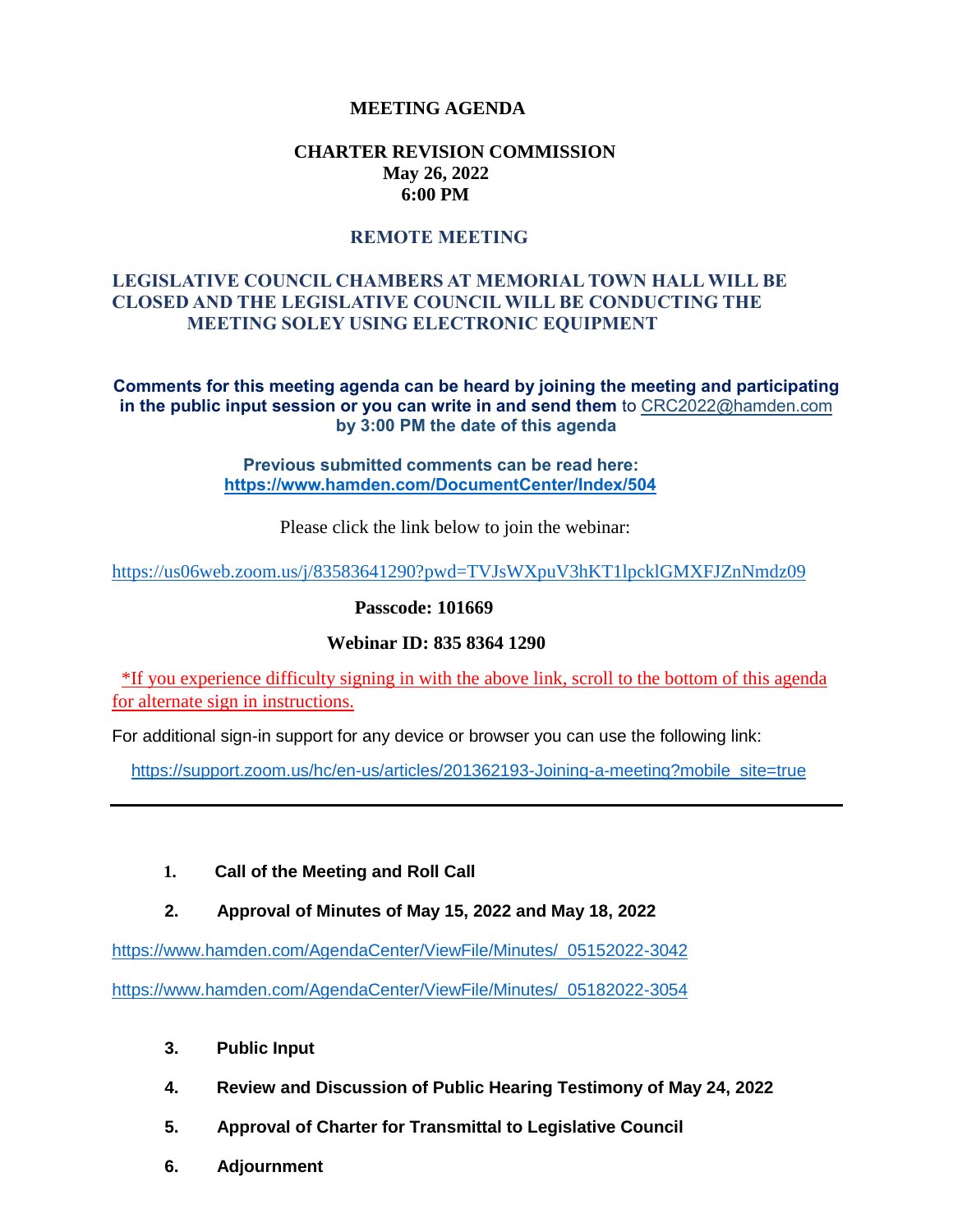# MEETING AGENDA

## CHARTER REVISION COMMISSION

**May 26, 2022**

**6:00 PM**

### REMOTE MEETING

### LEGISLATIVE COUNCIL CHAMBERS AT MEMORIAL TOWN HALL WILL BE CLOSED AND THE LEGISLATIVE COUNCIL WILL BE CONDUCTING THE MEETING SOLEY USING ELECTRONIC EQUIPMENT

**Comments for this meeting agenda can be heard by joining the meeting and participating in the public input session or you can write in and send them** to CRC2022@hamden.com **by 3:00 PM the date of this agenda**

**Previous submitted comments can be read here:**
**https://www.hamden.com/DocumentCenter/Index/504**

Please click the link below to join the webinar:

https://us06web.zoom.us/j/83583641290?pwd=TVJsWXpuV3hKT1lpcklGMXFJZnNmdz09

**Passcode: 101669**

**Webinar ID: 835 8364 1290**

*If you experience difficulty signing in with the above link, scroll to the bottom of this agenda for alternate sign in instructions.

For additional sign-in support for any device or browser you can use the following link:

https://support.zoom.us/hc/en-us/articles/201362193-Joining-a-meeting?mobile_site=true

---

1. **Call of the Meeting and Roll Call**
2. **Approval of Minutes of May 15, 2022 and May 18, 2022**

https://www.hamden.com/AgendaCenter/ViewFile/Minutes/_05152022-3042

https://www.hamden.com/AgendaCenter/ViewFile/Minutes/_05182022-3054

3. **Public Input**
4. **Review and Discussion of Public Hearing Testimony of May 24, 2022**
5. **Approval of Charter for Transmittal to Legislative Council**
6. **Adjournment**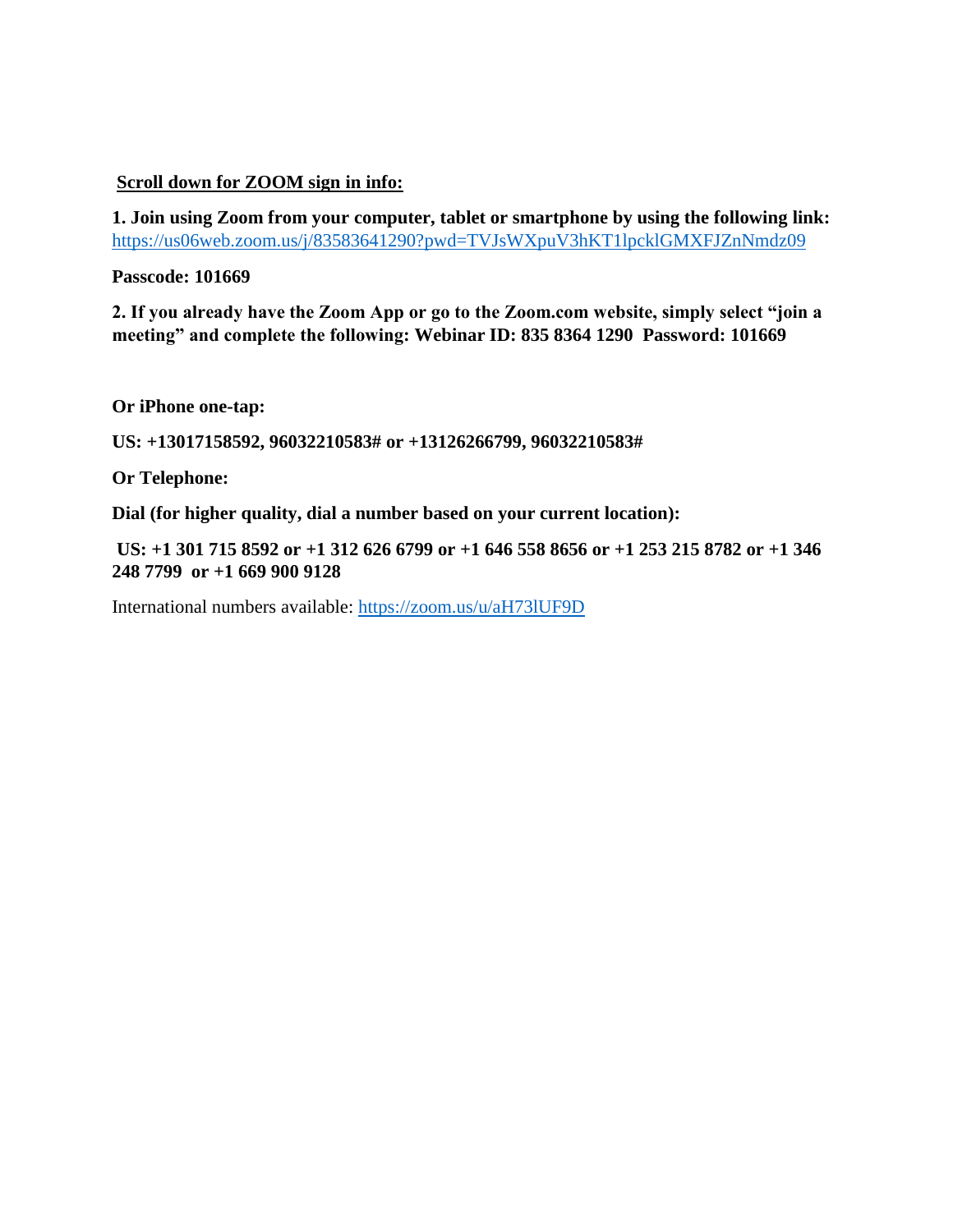**<u>Scroll down for ZOOM sign in info:</u>**

**1. Join using Zoom from your computer, tablet or smartphone by using the following link:** https://us06web.zoom.us/j/83583641290?pwd=TVJsWXpuV3hKT1lpcklGMXFJZnNmdz09

**Passcode: 101669**

**2. If you already have the Zoom App or go to the Zoom.com website, simply select "join a meeting" and complete the following: Webinar ID: 835 8364 1290 Password: 101669**

**Or iPhone one-tap:**

**US: +13017158592, 96032210583# or +13126266799, 96032210583#**

**Or Telephone:**

**Dial (for higher quality, dial a number based on your current location):**

**US: +1 301 715 8592 or +1 312 626 6799 or +1 646 558 8656 or +1 253 215 8782 or +1 346 248 7799 or +1 669 900 9128**

International numbers available: https://zoom.us/u/aH73lUF9D